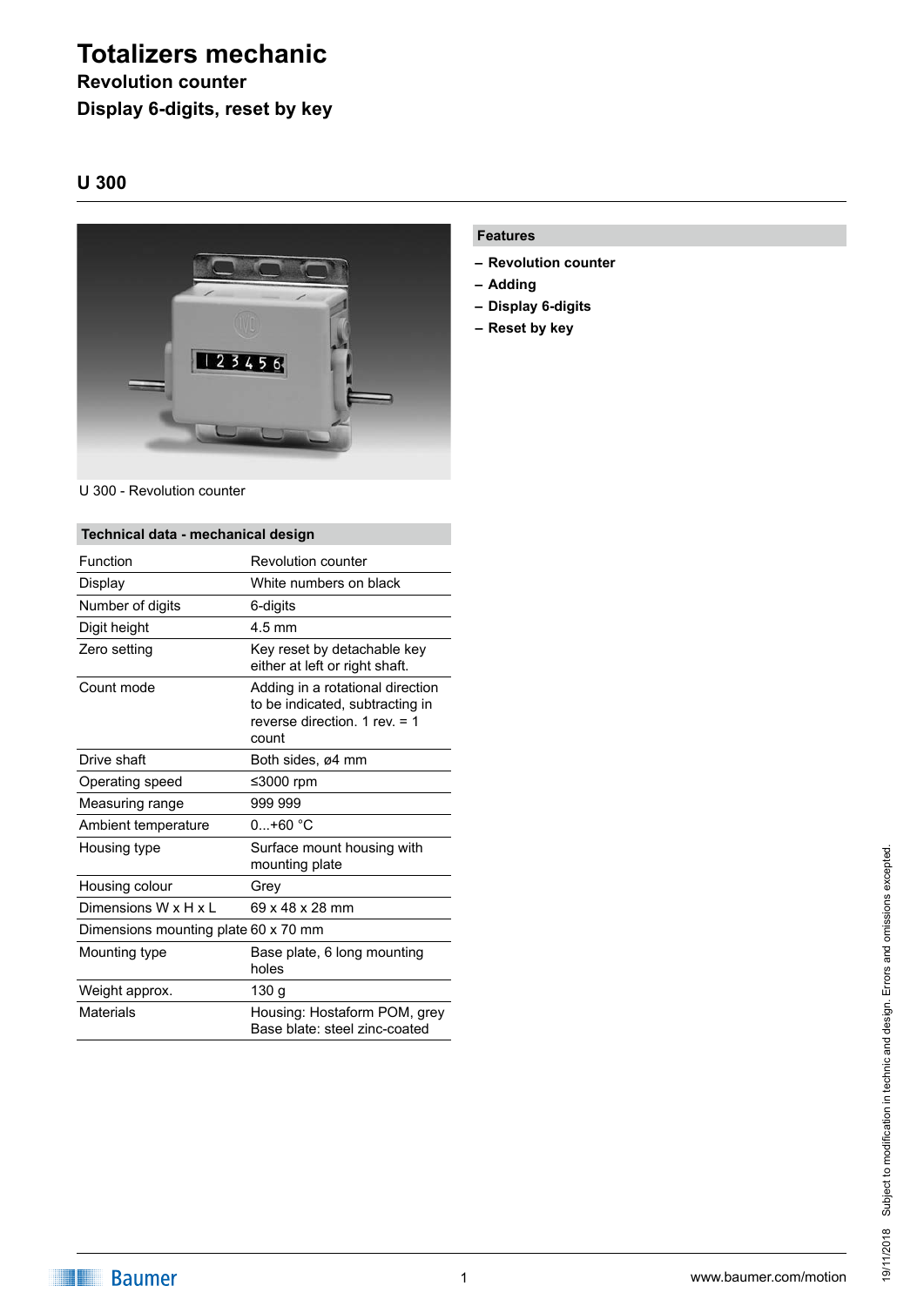# Totalizers mechanic

**Revolution counter**

**Display 6-digits, reset by key**

## U 300

U 300 - Revolution counter

### Features

- **Revolution counter**
- **Adding**
- **Display 6-digits**
- **Reset by key**

| Technical data - mechanical design | |
|---|---|
| Function | Revolution counter |
| Display | White numbers on black |
| Number of digits | 6-digits |
| Digit height | 4.5 mm |
| Zero setting | Key reset by detachable key either at left or right shaft. |
| Count mode | Adding in a rotational direction to be indicated, subtracting in reverse direction. 1 rev. = 1 count |
| Drive shaft | Both sides, ø4 mm |
| Operating speed | ≤3000 rpm |
| Measuring range | 999 999 |
| Ambient temperature | 0...+60 °C |
| Housing type | Surface mount housing with mounting plate |
| Housing colour | Grey |
| Dimensions W x H x L | 69 x 48 x 28 mm |
| Dimensions mounting plate | 60 x 70 mm |
| Mounting type | Base plate, 6 long mounting holes |
| Weight approx. | 130 g |
| Materials | Housing: Hostaform POM, grey<br>Base blate: steel zinc-coated |

19/11/2018 Subject to modification in technic and design. Errors and omissions excepted.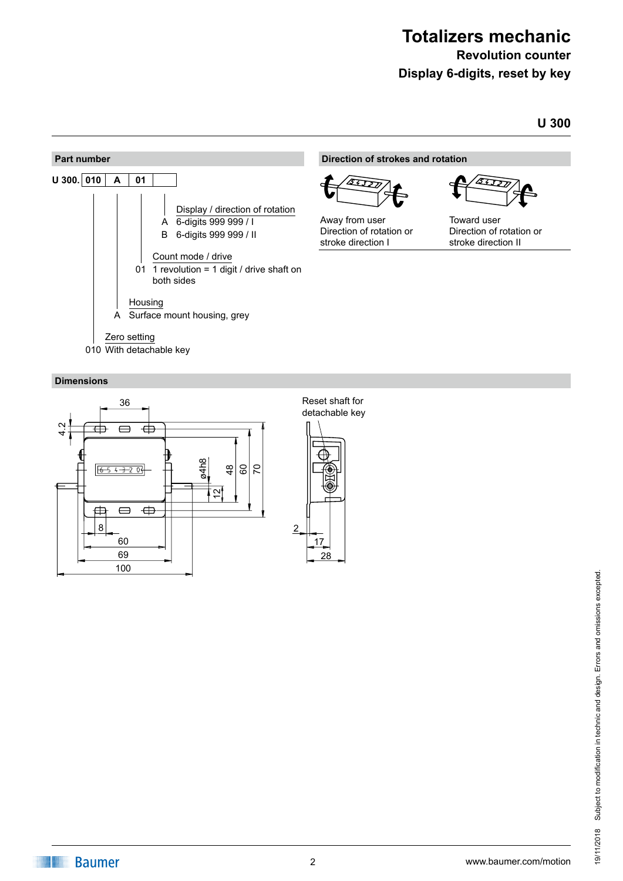# Totalizers mechanic

**Revolution counter**

**Display 6-digits, reset by key**

**U 300**

## Part number

U 300. | 010 | A | 01 | |

**Display / direction of rotation**
- A 6-digits 999 999 / I
- B 6-digits 999 999 / II

**Count mode / drive**
- 01 1 revolution = 1 digit / drive shaft on both sides

**Housing**
- A Surface mount housing, grey

**Zero setting**
- 010 With detachable key

## Direction of strokes and rotation

Away from user
Direction of rotation or stroke direction I

Toward user
Direction of rotation or stroke direction II

## Dimensions

36
4.2
ø4h8
48
60
70
12
8
60
69
100

Reset shaft for detachable key

2
17
28

19/11/2018 Subject to modification in technic and design. Errors and omissions excepted.